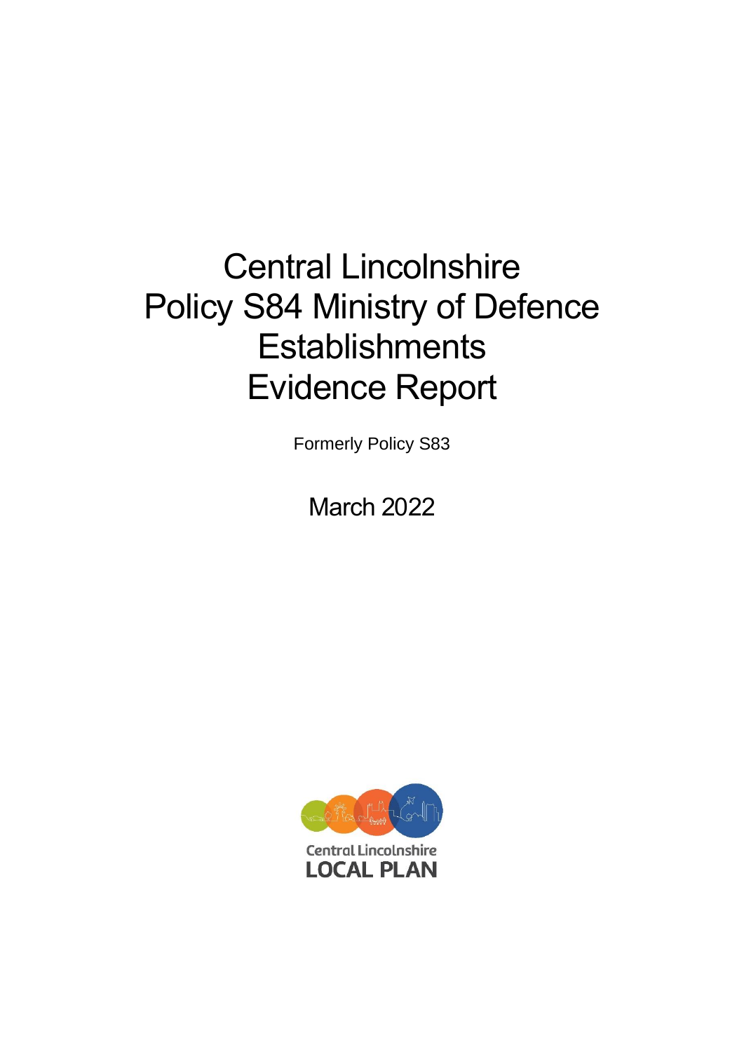# Central Lincolnshire Policy S84 Ministry of Defence Establishments Evidence Report

Formerly Policy S83

March 2022

Central Lincolnshire
LOCAL PLAN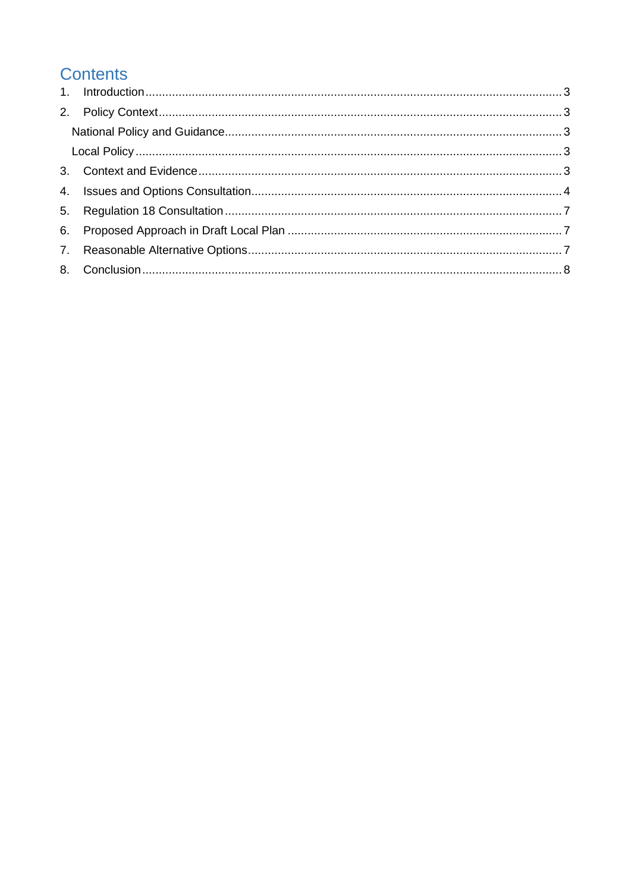# Contents

1. Introduction ..... 3
2. Policy Context ..... 3
    - National Policy and Guidance ..... 3
    - Local Policy ..... 3
3. Context and Evidence ..... 3
4. Issues and Options Consultation ..... 4
5. Regulation 18 Consultation ..... 7
6. Proposed Approach in Draft Local Plan ..... 7
7. Reasonable Alternative Options ..... 7
8. Conclusion ..... 8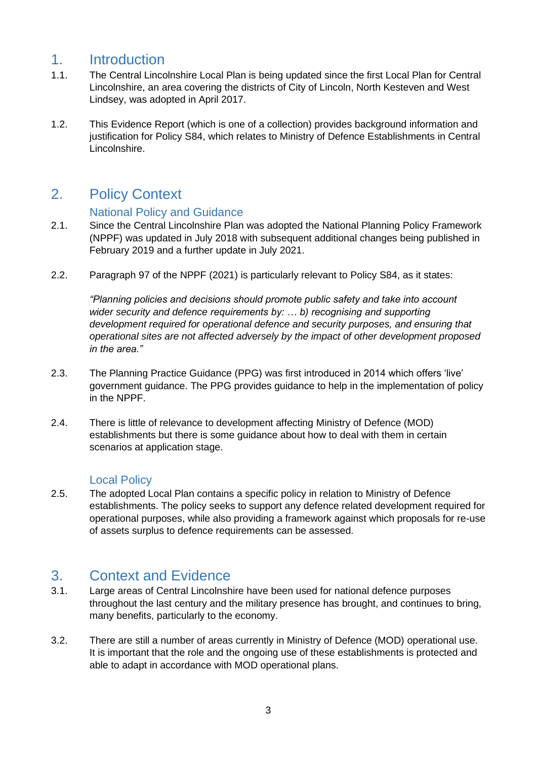# 1. Introduction

1.1. The Central Lincolnshire Local Plan is being updated since the first Local Plan for Central Lincolnshire, an area covering the districts of City of Lincoln, North Kesteven and West Lindsey, was adopted in April 2017.

1.2. This Evidence Report (which is one of a collection) provides background information and justification for Policy S84, which relates to Ministry of Defence Establishments in Central Lincolnshire.

# 2. Policy Context

## National Policy and Guidance

2.1. Since the Central Lincolnshire Plan was adopted the National Planning Policy Framework (NPPF) was updated in July 2018 with subsequent additional changes being published in February 2019 and a further update in July 2021.

2.2. Paragraph 97 of the NPPF (2021) is particularly relevant to Policy S84, as it states:

*"Planning policies and decisions should promote public safety and take into account wider security and defence requirements by: … b) recognising and supporting development required for operational defence and security purposes, and ensuring that operational sites are not affected adversely by the impact of other development proposed in the area."*

2.3. The Planning Practice Guidance (PPG) was first introduced in 2014 which offers 'live' government guidance. The PPG provides guidance to help in the implementation of policy in the NPPF.

2.4. There is little of relevance to development affecting Ministry of Defence (MOD) establishments but there is some guidance about how to deal with them in certain scenarios at application stage.

## Local Policy

2.5. The adopted Local Plan contains a specific policy in relation to Ministry of Defence establishments. The policy seeks to support any defence related development required for operational purposes, while also providing a framework against which proposals for re-use of assets surplus to defence requirements can be assessed.

# 3. Context and Evidence

3.1. Large areas of Central Lincolnshire have been used for national defence purposes throughout the last century and the military presence has brought, and continues to bring, many benefits, particularly to the economy.

3.2. There are still a number of areas currently in Ministry of Defence (MOD) operational use. It is important that the role and the ongoing use of these establishments is protected and able to adapt in accordance with MOD operational plans.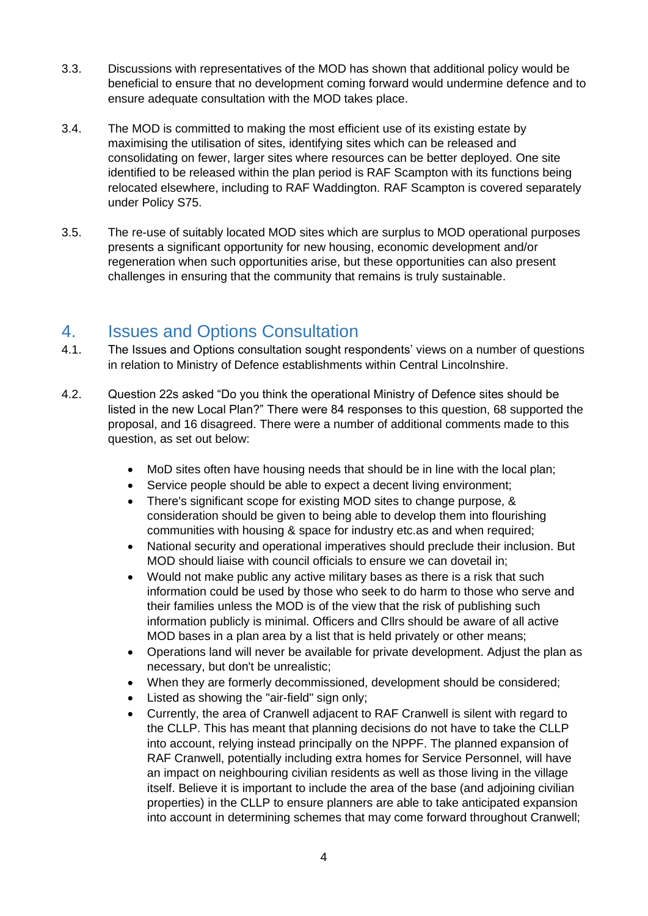3.3. Discussions with representatives of the MOD has shown that additional policy would be beneficial to ensure that no development coming forward would undermine defence and to ensure adequate consultation with the MOD takes place.

3.4. The MOD is committed to making the most efficient use of its existing estate by maximising the utilisation of sites, identifying sites which can be released and consolidating on fewer, larger sites where resources can be better deployed. One site identified to be released within the plan period is RAF Scampton with its functions being relocated elsewhere, including to RAF Waddington. RAF Scampton is covered separately under Policy S75.

3.5. The re-use of suitably located MOD sites which are surplus to MOD operational purposes presents a significant opportunity for new housing, economic development and/or regeneration when such opportunities arise, but these opportunities can also present challenges in ensuring that the community that remains is truly sustainable.

## 4. Issues and Options Consultation

4.1. The Issues and Options consultation sought respondents' views on a number of questions in relation to Ministry of Defence establishments within Central Lincolnshire.

4.2. Question 22s asked "Do you think the operational Ministry of Defence sites should be listed in the new Local Plan?" There were 84 responses to this question, 68 supported the proposal, and 16 disagreed. There were a number of additional comments made to this question, as set out below:

- MoD sites often have housing needs that should be in line with the local plan;
- Service people should be able to expect a decent living environment;
- There's significant scope for existing MOD sites to change purpose, & consideration should be given to being able to develop them into flourishing communities with housing & space for industry etc.as and when required;
- National security and operational imperatives should preclude their inclusion. But MOD should liaise with council officials to ensure we can dovetail in;
- Would not make public any active military bases as there is a risk that such information could be used by those who seek to do harm to those who serve and their families unless the MOD is of the view that the risk of publishing such information publicly is minimal. Officers and Cllrs should be aware of all active MOD bases in a plan area by a list that is held privately or other means;
- Operations land will never be available for private development. Adjust the plan as necessary, but don't be unrealistic;
- When they are formerly decommissioned, development should be considered;
- Listed as showing the "air-field" sign only;
- Currently, the area of Cranwell adjacent to RAF Cranwell is silent with regard to the CLLP. This has meant that planning decisions do not have to take the CLLP into account, relying instead principally on the NPPF. The planned expansion of RAF Cranwell, potentially including extra homes for Service Personnel, will have an impact on neighbouring civilian residents as well as those living in the village itself. Believe it is important to include the area of the base (and adjoining civilian properties) in the CLLP to ensure planners are able to take anticipated expansion into account in determining schemes that may come forward throughout Cranwell;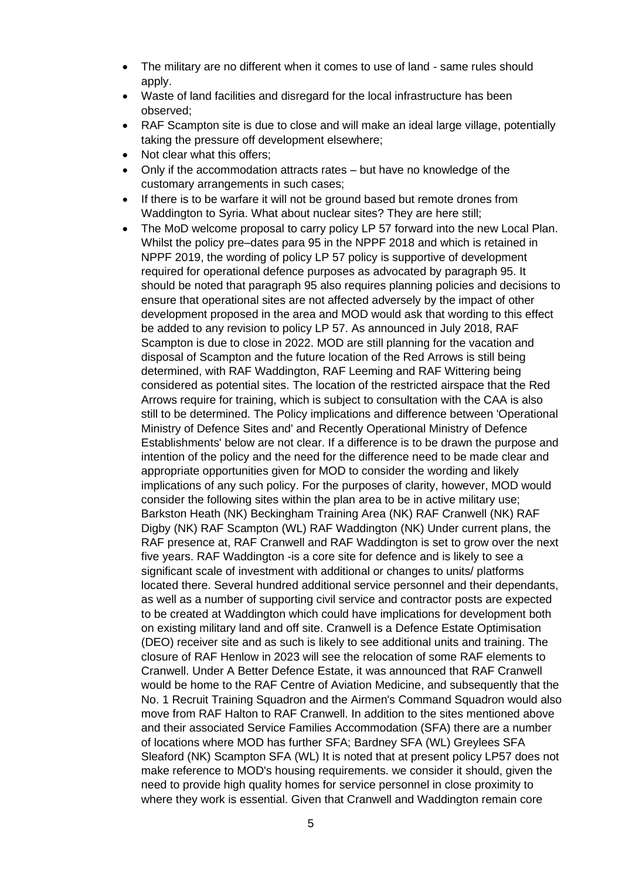- The military are no different when it comes to use of land - same rules should apply.
- Waste of land facilities and disregard for the local infrastructure has been observed;
- RAF Scampton site is due to close and will make an ideal large village, potentially taking the pressure off development elsewhere;
- Not clear what this offers;
- Only if the accommodation attracts rates – but have no knowledge of the customary arrangements in such cases;
- If there is to be warfare it will not be ground based but remote drones from Waddington to Syria. What about nuclear sites? They are here still;
- The MoD welcome proposal to carry policy LP 57 forward into the new Local Plan. Whilst the policy pre–dates para 95 in the NPPF 2018 and which is retained in NPPF 2019, the wording of policy LP 57 policy is supportive of development required for operational defence purposes as advocated by paragraph 95. It should be noted that paragraph 95 also requires planning policies and decisions to ensure that operational sites are not affected adversely by the impact of other development proposed in the area and MOD would ask that wording to this effect be added to any revision to policy LP 57. As announced in July 2018, RAF Scampton is due to close in 2022. MOD are still planning for the vacation and disposal of Scampton and the future location of the Red Arrows is still being determined, with RAF Waddington, RAF Leeming and RAF Wittering being considered as potential sites. The location of the restricted airspace that the Red Arrows require for training, which is subject to consultation with the CAA is also still to be determined. The Policy implications and difference between 'Operational Ministry of Defence Sites and' and Recently Operational Ministry of Defence Establishments' below are not clear. If a difference is to be drawn the purpose and intention of the policy and the need for the difference need to be made clear and appropriate opportunities given for MOD to consider the wording and likely implications of any such policy. For the purposes of clarity, however, MOD would consider the following sites within the plan area to be in active military use; Barkston Heath (NK) Beckingham Training Area (NK) RAF Cranwell (NK) RAF Digby (NK) RAF Scampton (WL) RAF Waddington (NK) Under current plans, the RAF presence at, RAF Cranwell and RAF Waddington is set to grow over the next five years. RAF Waddington -is a core site for defence and is likely to see a significant scale of investment with additional or changes to units/ platforms located there. Several hundred additional service personnel and their dependants, as well as a number of supporting civil service and contractor posts are expected to be created at Waddington which could have implications for development both on existing military land and off site. Cranwell is a Defence Estate Optimisation (DEO) receiver site and as such is likely to see additional units and training. The closure of RAF Henlow in 2023 will see the relocation of some RAF elements to Cranwell. Under A Better Defence Estate, it was announced that RAF Cranwell would be home to the RAF Centre of Aviation Medicine, and subsequently that the No. 1 Recruit Training Squadron and the Airmen's Command Squadron would also move from RAF Halton to RAF Cranwell. In addition to the sites mentioned above and their associated Service Families Accommodation (SFA) there are a number of locations where MOD has further SFA; Bardney SFA (WL) Greylees SFA Sleaford (NK) Scampton SFA (WL) It is noted that at present policy LP57 does not make reference to MOD's housing requirements. we consider it should, given the need to provide high quality homes for service personnel in close proximity to where they work is essential. Given that Cranwell and Waddington remain core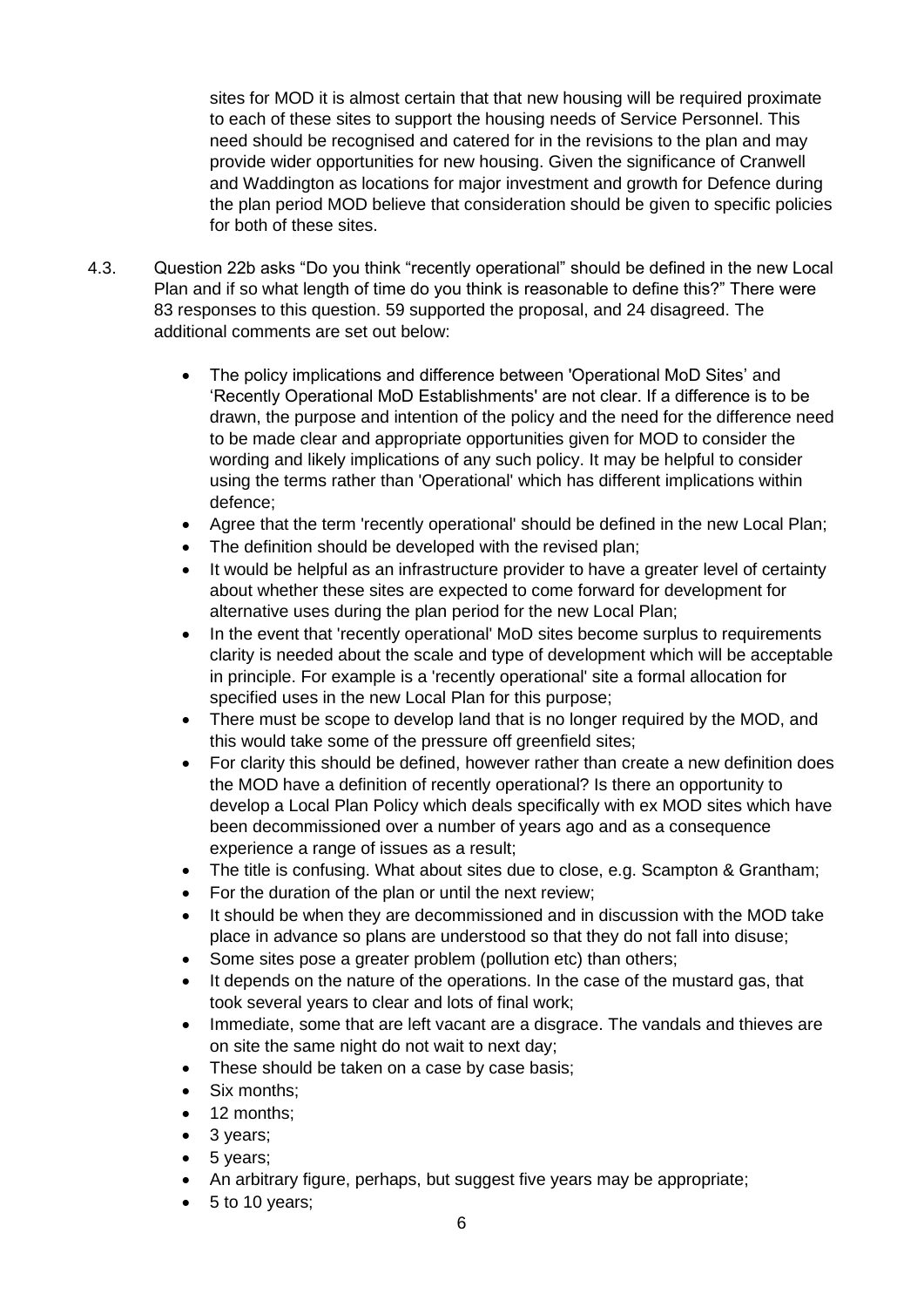sites for MOD it is almost certain that that new housing will be required proximate to each of these sites to support the housing needs of Service Personnel. This need should be recognised and catered for in the revisions to the plan and may provide wider opportunities for new housing. Given the significance of Cranwell and Waddington as locations for major investment and growth for Defence during the plan period MOD believe that consideration should be given to specific policies for both of these sites.

4.3. Question 22b asks "Do you think "recently operational" should be defined in the new Local Plan and if so what length of time do you think is reasonable to define this?" There were 83 responses to this question. 59 supported the proposal, and 24 disagreed. The additional comments are set out below:

- The policy implications and difference between 'Operational MoD Sites' and 'Recently Operational MoD Establishments' are not clear. If a difference is to be drawn, the purpose and intention of the policy and the need for the difference need to be made clear and appropriate opportunities given for MOD to consider the wording and likely implications of any such policy. It may be helpful to consider using the terms rather than 'Operational' which has different implications within defence;
- Agree that the term 'recently operational' should be defined in the new Local Plan;
- The definition should be developed with the revised plan;
- It would be helpful as an infrastructure provider to have a greater level of certainty about whether these sites are expected to come forward for development for alternative uses during the plan period for the new Local Plan;
- In the event that 'recently operational' MoD sites become surplus to requirements clarity is needed about the scale and type of development which will be acceptable in principle. For example is a 'recently operational' site a formal allocation for specified uses in the new Local Plan for this purpose;
- There must be scope to develop land that is no longer required by the MOD, and this would take some of the pressure off greenfield sites;
- For clarity this should be defined, however rather than create a new definition does the MOD have a definition of recently operational? Is there an opportunity to develop a Local Plan Policy which deals specifically with ex MOD sites which have been decommissioned over a number of years ago and as a consequence experience a range of issues as a result;
- The title is confusing. What about sites due to close, e.g. Scampton & Grantham;
- For the duration of the plan or until the next review;
- It should be when they are decommissioned and in discussion with the MOD take place in advance so plans are understood so that they do not fall into disuse;
- Some sites pose a greater problem (pollution etc) than others;
- It depends on the nature of the operations. In the case of the mustard gas, that took several years to clear and lots of final work;
- Immediate, some that are left vacant are a disgrace. The vandals and thieves are on site the same night do not wait to next day;
- These should be taken on a case by case basis;
- Six months;
- 12 months;
- 3 years;
- 5 years;
- An arbitrary figure, perhaps, but suggest five years may be appropriate;
- 5 to 10 years;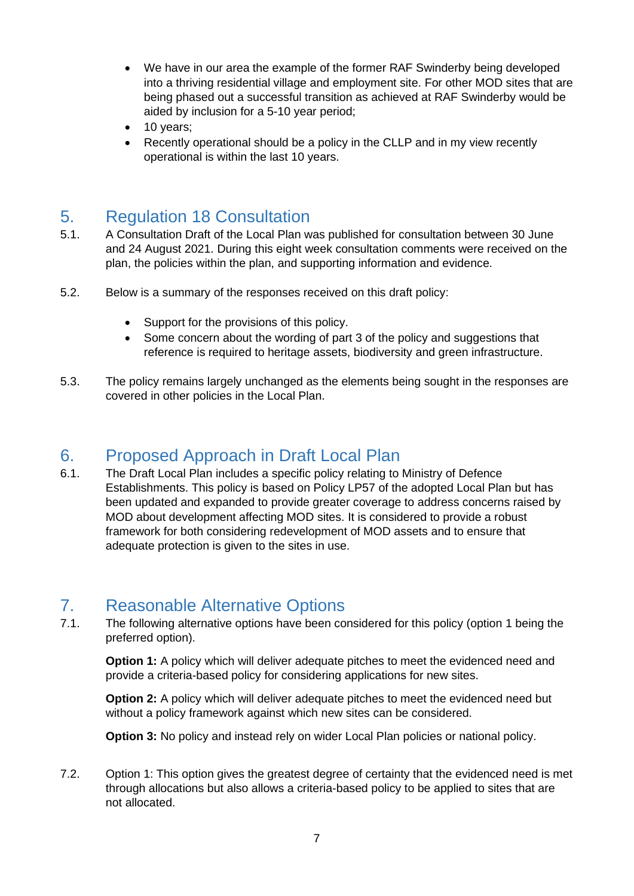- We have in our area the example of the former RAF Swinderby being developed into a thriving residential village and employment site. For other MOD sites that are being phased out a successful transition as achieved at RAF Swinderby would be aided by inclusion for a 5-10 year period;
- 10 years;
- Recently operational should be a policy in the CLLP and in my view recently operational is within the last 10 years.

## 5. Regulation 18 Consultation

5.1. A Consultation Draft of the Local Plan was published for consultation between 30 June and 24 August 2021. During this eight week consultation comments were received on the plan, the policies within the plan, and supporting information and evidence.

5.2. Below is a summary of the responses received on this draft policy:

- Support for the provisions of this policy.
- Some concern about the wording of part 3 of the policy and suggestions that reference is required to heritage assets, biodiversity and green infrastructure.

5.3. The policy remains largely unchanged as the elements being sought in the responses are covered in other policies in the Local Plan.

## 6. Proposed Approach in Draft Local Plan

6.1. The Draft Local Plan includes a specific policy relating to Ministry of Defence Establishments. This policy is based on Policy LP57 of the adopted Local Plan but has been updated and expanded to provide greater coverage to address concerns raised by MOD about development affecting MOD sites. It is considered to provide a robust framework for both considering redevelopment of MOD assets and to ensure that adequate protection is given to the sites in use.

## 7. Reasonable Alternative Options

7.1. The following alternative options have been considered for this policy (option 1 being the preferred option).

**Option 1:** A policy which will deliver adequate pitches to meet the evidenced need and provide a criteria-based policy for considering applications for new sites.

**Option 2:** A policy which will deliver adequate pitches to meet the evidenced need but without a policy framework against which new sites can be considered.

**Option 3:** No policy and instead rely on wider Local Plan policies or national policy.

7.2. Option 1: This option gives the greatest degree of certainty that the evidenced need is met through allocations but also allows a criteria-based policy to be applied to sites that are not allocated.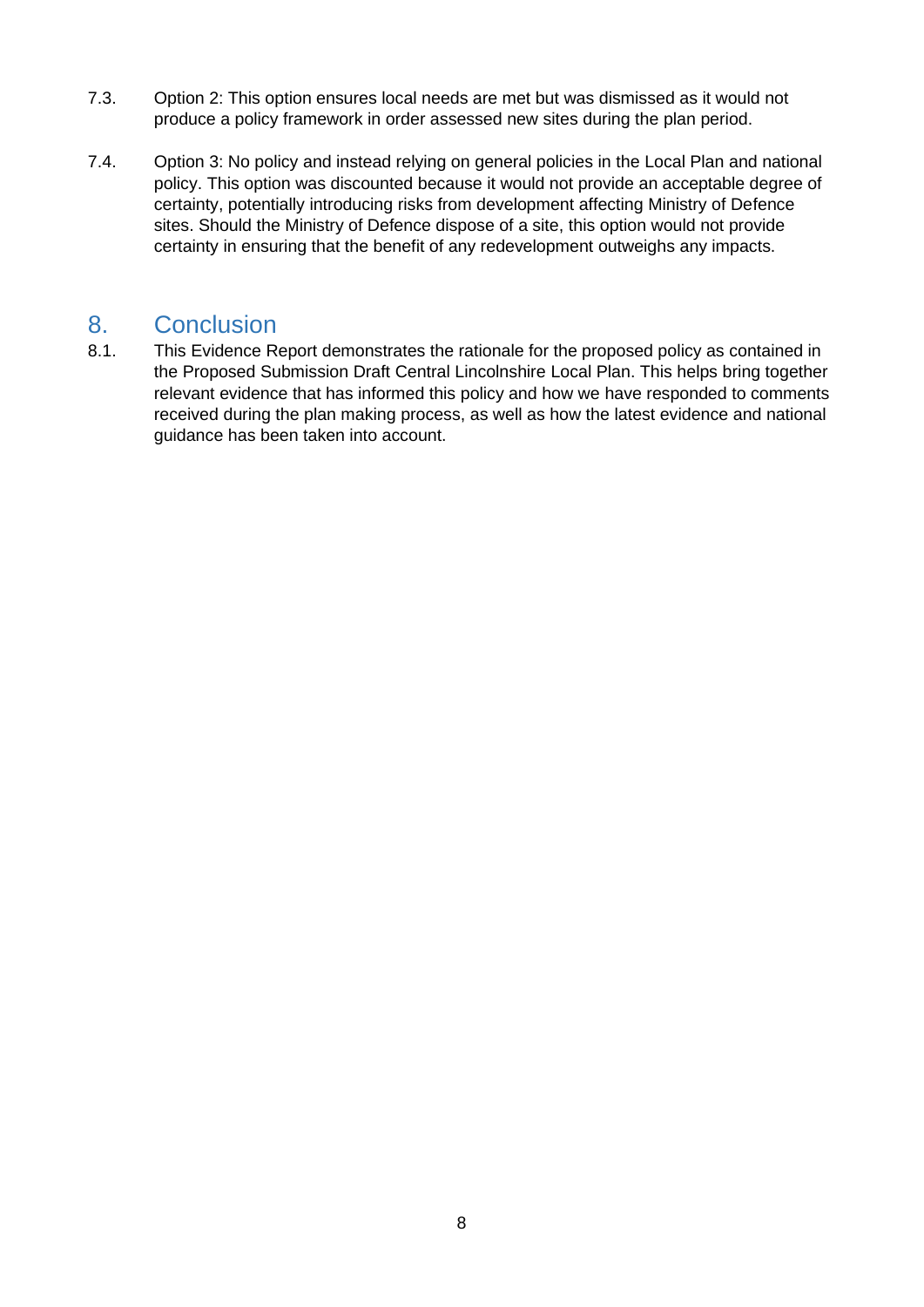7.3. Option 2: This option ensures local needs are met but was dismissed as it would not produce a policy framework in order assessed new sites during the plan period.

7.4. Option 3: No policy and instead relying on general policies in the Local Plan and national policy. This option was discounted because it would not provide an acceptable degree of certainty, potentially introducing risks from development affecting Ministry of Defence sites. Should the Ministry of Defence dispose of a site, this option would not provide certainty in ensuring that the benefit of any redevelopment outweighs any impacts.

## 8. Conclusion

8.1. This Evidence Report demonstrates the rationale for the proposed policy as contained in the Proposed Submission Draft Central Lincolnshire Local Plan. This helps bring together relevant evidence that has informed this policy and how we have responded to comments received during the plan making process, as well as how the latest evidence and national guidance has been taken into account.